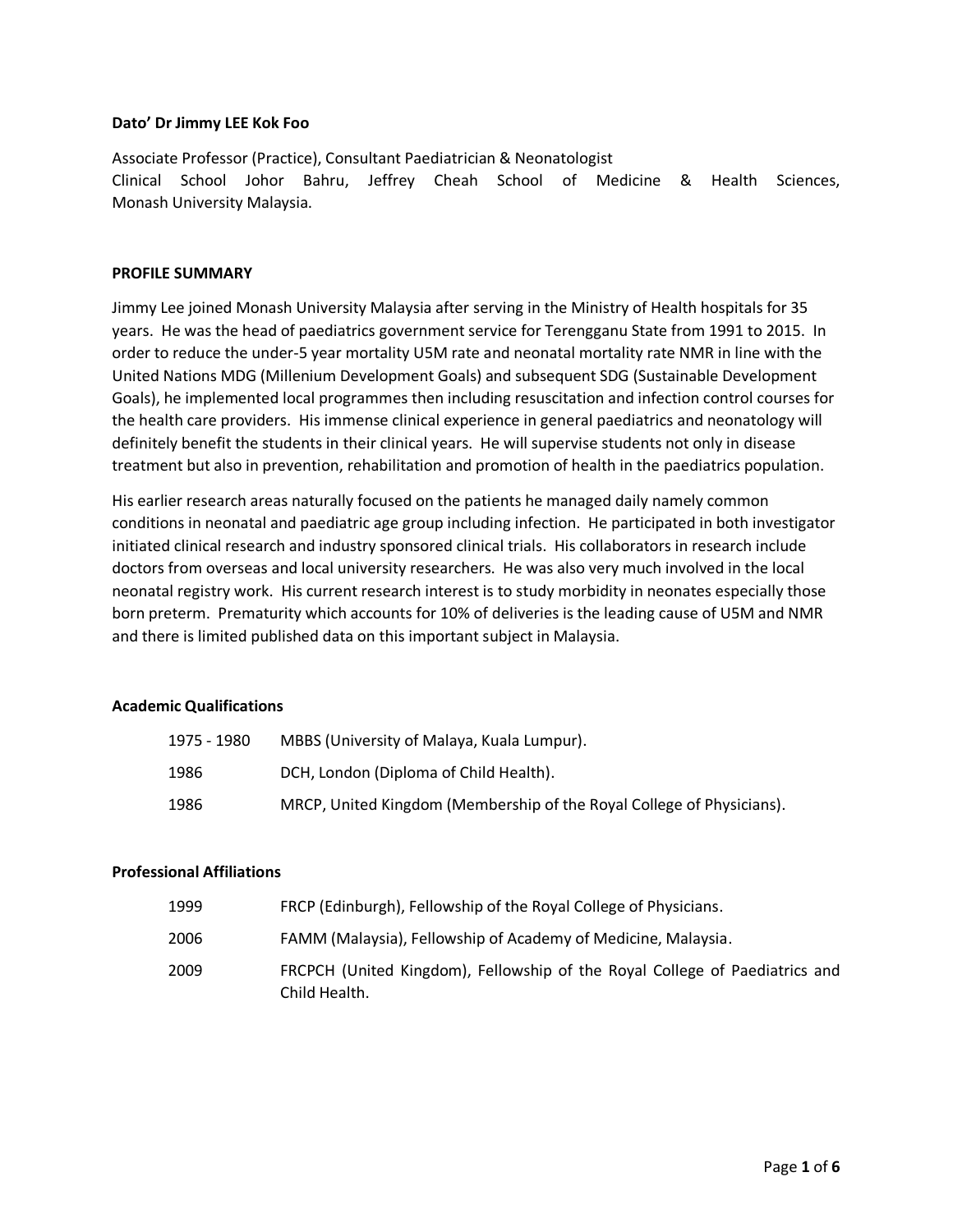**Dato' Dr Jimmy LEE Kok Foo**

Associate Professor (Practice), Consultant Paediatrician & Neonatologist
Clinical School Johor Bahru, Jeffrey Cheah School of Medicine & Health Sciences, Monash University Malaysia.

## PROFILE SUMMARY

Jimmy Lee joined Monash University Malaysia after serving in the Ministry of Health hospitals for 35 years. He was the head of paediatrics government service for Terengganu State from 1991 to 2015. In order to reduce the under-5 year mortality U5M rate and neonatal mortality rate NMR in line with the United Nations MDG (Millenium Development Goals) and subsequent SDG (Sustainable Development Goals), he implemented local programmes then including resuscitation and infection control courses for the health care providers. His immense clinical experience in general paediatrics and neonatology will definitely benefit the students in their clinical years. He will supervise students not only in disease treatment but also in prevention, rehabilitation and promotion of health in the paediatrics population.

His earlier research areas naturally focused on the patients he managed daily namely common conditions in neonatal and paediatric age group including infection. He participated in both investigator initiated clinical research and industry sponsored clinical trials. His collaborators in research include doctors from overseas and local university researchers. He was also very much involved in the local neonatal registry work. His current research interest is to study morbidity in neonates especially those born preterm. Prematurity which accounts for 10% of deliveries is the leading cause of U5M and NMR and there is limited published data on this important subject in Malaysia.

### Academic Qualifications

| | |
|---|---|
| 1975 - 1980 | MBBS (University of Malaya, Kuala Lumpur). |
| 1986 | DCH, London (Diploma of Child Health). |
| 1986 | MRCP, United Kingdom (Membership of the Royal College of Physicians). |

### Professional Affiliations

| | |
|---|---|
| 1999 | FRCP (Edinburgh), Fellowship of the Royal College of Physicians. |
| 2006 | FAMM (Malaysia), Fellowship of Academy of Medicine, Malaysia. |
| 2009 | FRCPCH (United Kingdom), Fellowship of the Royal College of Paediatrics and Child Health. |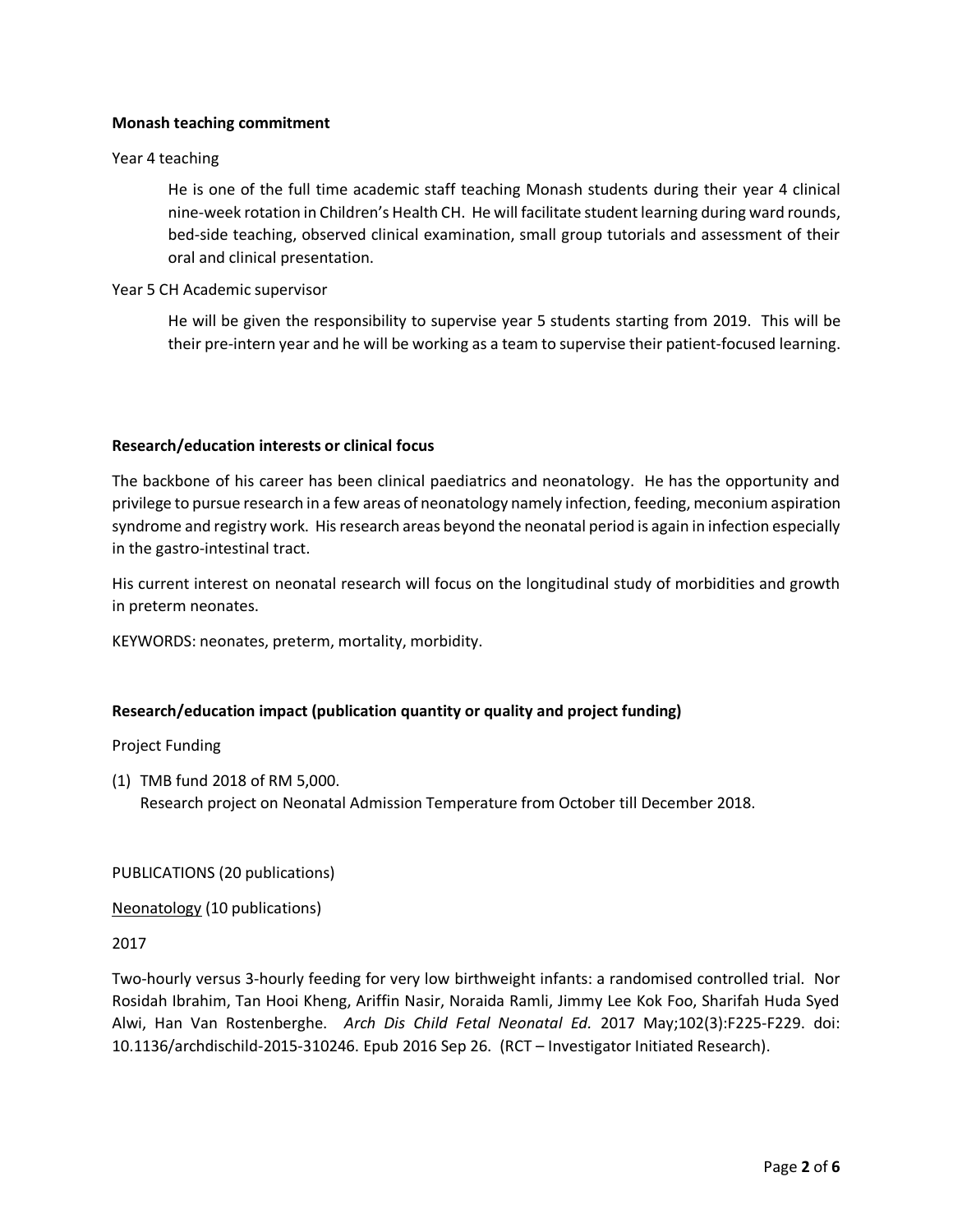**Monash teaching commitment**

Year 4 teaching

> He is one of the full time academic staff teaching Monash students during their year 4 clinical nine-week rotation in Children's Health CH. He will facilitate student learning during ward rounds, bed-side teaching, observed clinical examination, small group tutorials and assessment of their oral and clinical presentation.

Year 5 CH Academic supervisor

> He will be given the responsibility to supervise year 5 students starting from 2019. This will be their pre-intern year and he will be working as a team to supervise their patient-focused learning.

**Research/education interests or clinical focus**

The backbone of his career has been clinical paediatrics and neonatology. He has the opportunity and privilege to pursue research in a few areas of neonatology namely infection, feeding, meconium aspiration syndrome and registry work. His research areas beyond the neonatal period is again in infection especially in the gastro-intestinal tract.

His current interest on neonatal research will focus on the longitudinal study of morbidities and growth in preterm neonates.

KEYWORDS: neonates, preterm, mortality, morbidity.

**Research/education impact (publication quantity or quality and project funding)**

Project Funding

(1) TMB fund 2018 of RM 5,000.
    Research project on Neonatal Admission Temperature from October till December 2018.

PUBLICATIONS (20 publications)

<u>Neonatology</u> (10 publications)

2017

Two-hourly versus 3-hourly feeding for very low birthweight infants: a randomised controlled trial. Nor Rosidah Ibrahim, Tan Hooi Kheng, Ariffin Nasir, Noraida Ramli, Jimmy Lee Kok Foo, Sharifah Huda Syed Alwi, Han Van Rostenberghe. *Arch Dis Child Fetal Neonatal Ed*. 2017 May;102(3):F225-F229. doi: 10.1136/archdischild-2015-310246. Epub 2016 Sep 26. (RCT – Investigator Initiated Research).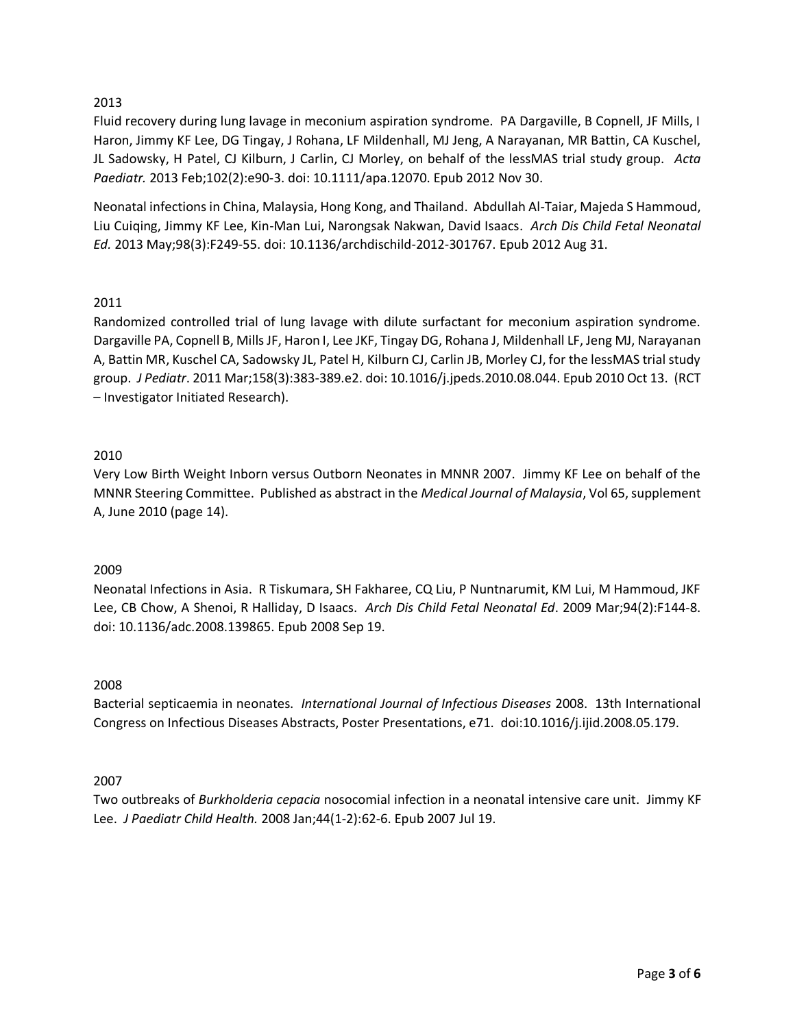2013

Fluid recovery during lung lavage in meconium aspiration syndrome. PA Dargaville, B Copnell, JF Mills, I Haron, Jimmy KF Lee, DG Tingay, J Rohana, LF Mildenhall, MJ Jeng, A Narayanan, MR Battin, CA Kuschel, JL Sadowsky, H Patel, CJ Kilburn, J Carlin, CJ Morley, on behalf of the lessMAS trial study group. *Acta Paediatr.* 2013 Feb;102(2):e90-3. doi: 10.1111/apa.12070. Epub 2012 Nov 30.

Neonatal infections in China, Malaysia, Hong Kong, and Thailand. Abdullah Al-Taiar, Majeda S Hammoud, Liu Cuiqing, Jimmy KF Lee, Kin-Man Lui, Narongsak Nakwan, David Isaacs. *Arch Dis Child Fetal Neonatal Ed.* 2013 May;98(3):F249-55. doi: 10.1136/archdischild-2012-301767. Epub 2012 Aug 31.

2011

Randomized controlled trial of lung lavage with dilute surfactant for meconium aspiration syndrome. Dargaville PA, Copnell B, Mills JF, Haron I, Lee JKF, Tingay DG, Rohana J, Mildenhall LF, Jeng MJ, Narayanan A, Battin MR, Kuschel CA, Sadowsky JL, Patel H, Kilburn CJ, Carlin JB, Morley CJ, for the lessMAS trial study group. *J Pediatr*. 2011 Mar;158(3):383-389.e2. doi: 10.1016/j.jpeds.2010.08.044. Epub 2010 Oct 13. (RCT – Investigator Initiated Research).

2010

Very Low Birth Weight Inborn versus Outborn Neonates in MNNR 2007. Jimmy KF Lee on behalf of the MNNR Steering Committee. Published as abstract in the *Medical Journal of Malaysia*, Vol 65, supplement A, June 2010 (page 14).

2009

Neonatal Infections in Asia. R Tiskumara, SH Fakharee, CQ Liu, P Nuntnarumit, KM Lui, M Hammoud, JKF Lee, CB Chow, A Shenoi, R Halliday, D Isaacs. *Arch Dis Child Fetal Neonatal Ed*. 2009 Mar;94(2):F144-8. doi: 10.1136/adc.2008.139865. Epub 2008 Sep 19.

2008

Bacterial septicaemia in neonates. *International Journal of Infectious Diseases* 2008. 13th International Congress on Infectious Diseases Abstracts, Poster Presentations, e71. doi:10.1016/j.ijid.2008.05.179.

2007

Two outbreaks of *Burkholderia cepacia* nosocomial infection in a neonatal intensive care unit. Jimmy KF Lee. *J Paediatr Child Health.* 2008 Jan;44(1-2):62-6. Epub 2007 Jul 19.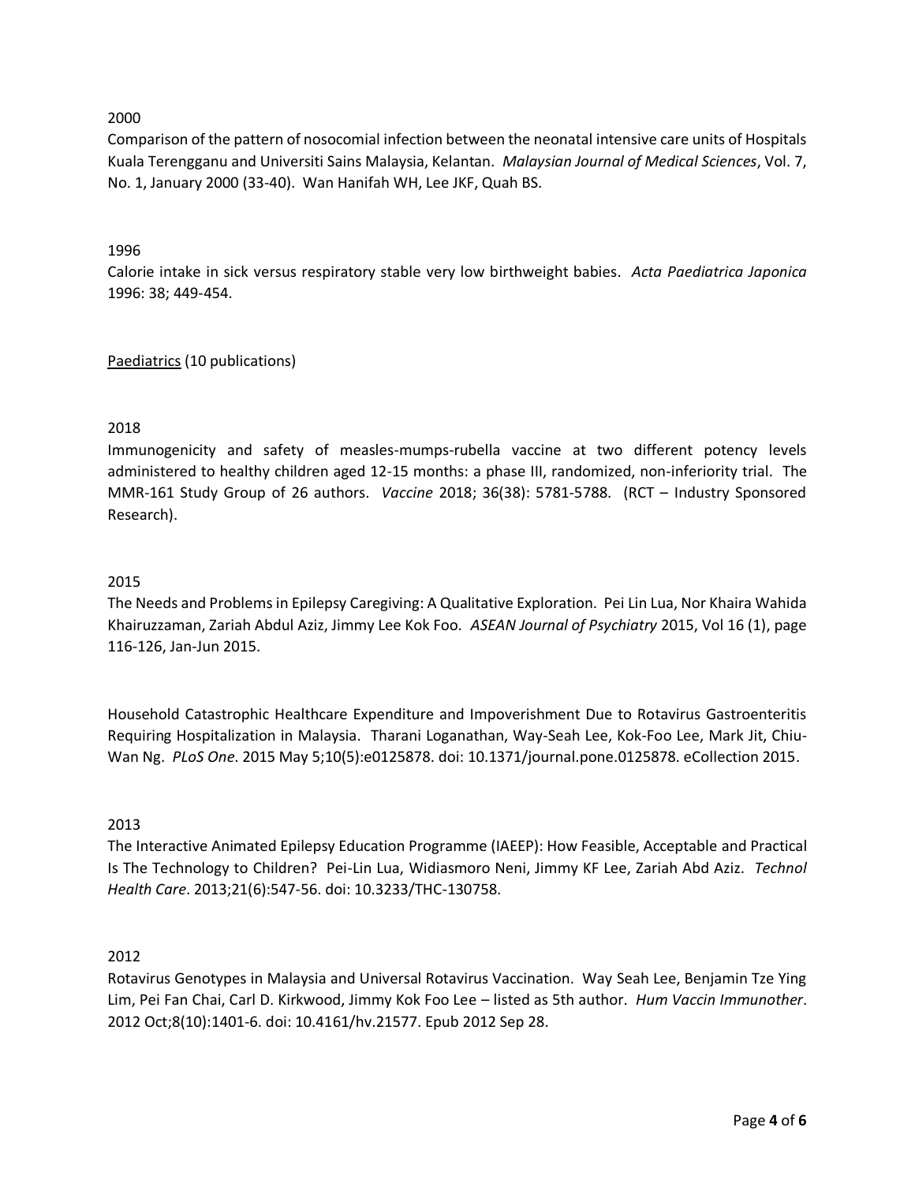2000

Comparison of the pattern of nosocomial infection between the neonatal intensive care units of Hospitals Kuala Terengganu and Universiti Sains Malaysia, Kelantan. *Malaysian Journal of Medical Sciences*, Vol. 7, No. 1, January 2000 (33-40). Wan Hanifah WH, Lee JKF, Quah BS.

1996

Calorie intake in sick versus respiratory stable very low birthweight babies. *Acta Paediatrica Japonica* 1996: 38; 449-454.

<u>Paediatrics</u> (10 publications)

2018

Immunogenicity and safety of measles-mumps-rubella vaccine at two different potency levels administered to healthy children aged 12-15 months: a phase III, randomized, non-inferiority trial. The MMR-161 Study Group of 26 authors. *Vaccine* 2018; 36(38): 5781-5788. (RCT – Industry Sponsored Research).

2015

The Needs and Problems in Epilepsy Caregiving: A Qualitative Exploration. Pei Lin Lua, Nor Khaira Wahida Khairuzzaman, Zariah Abdul Aziz, Jimmy Lee Kok Foo. *ASEAN Journal of Psychiatry* 2015, Vol 16 (1), page 116-126, Jan-Jun 2015.

Household Catastrophic Healthcare Expenditure and Impoverishment Due to Rotavirus Gastroenteritis Requiring Hospitalization in Malaysia. Tharani Loganathan, Way-Seah Lee, Kok-Foo Lee, Mark Jit, Chiu-Wan Ng. *PLoS One*. 2015 May 5;10(5):e0125878. doi: 10.1371/journal.pone.0125878. eCollection 2015.

2013

The Interactive Animated Epilepsy Education Programme (IAEEP): How Feasible, Acceptable and Practical Is The Technology to Children? Pei-Lin Lua, Widiasmoro Neni, Jimmy KF Lee, Zariah Abd Aziz. *Technol Health Care*. 2013;21(6):547-56. doi: 10.3233/THC-130758.

2012

Rotavirus Genotypes in Malaysia and Universal Rotavirus Vaccination. Way Seah Lee, Benjamin Tze Ying Lim, Pei Fan Chai, Carl D. Kirkwood, Jimmy Kok Foo Lee – listed as 5th author. *Hum Vaccin Immunother*. 2012 Oct;8(10):1401-6. doi: 10.4161/hv.21577. Epub 2012 Sep 28.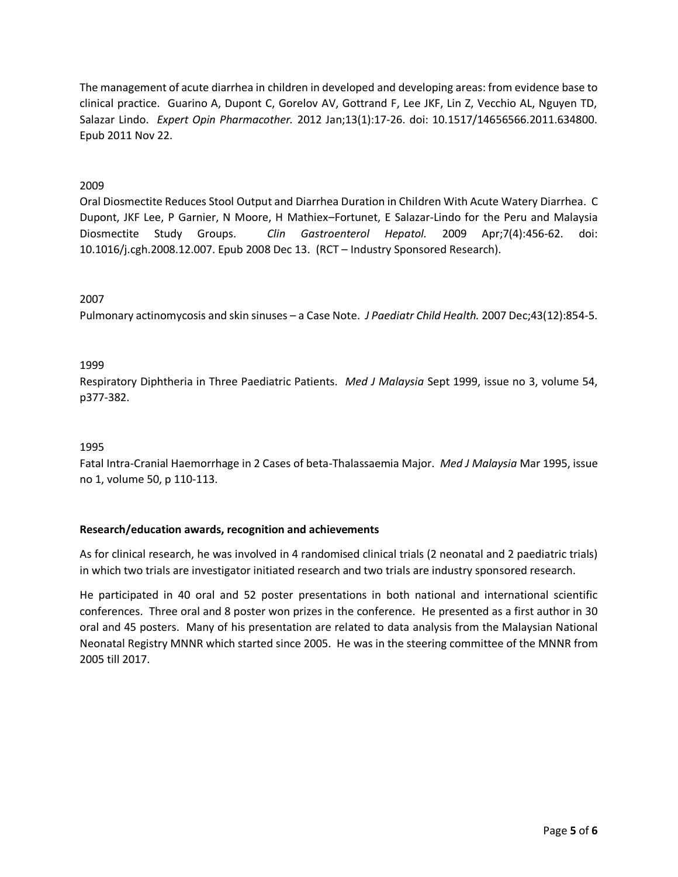The management of acute diarrhea in children in developed and developing areas: from evidence base to clinical practice. Guarino A, Dupont C, Gorelov AV, Gottrand F, Lee JKF, Lin Z, Vecchio AL, Nguyen TD, Salazar Lindo. *Expert Opin Pharmacother.* 2012 Jan;13(1):17-26. doi: 10.1517/14656566.2011.634800. Epub 2011 Nov 22.

2009

Oral Diosmectite Reduces Stool Output and Diarrhea Duration in Children With Acute Watery Diarrhea. C Dupont, JKF Lee, P Garnier, N Moore, H Mathiex–Fortunet, E Salazar-Lindo for the Peru and Malaysia Diosmectite Study Groups. *Clin Gastroenterol Hepatol.* 2009 Apr;7(4):456-62. doi: 10.1016/j.cgh.2008.12.007. Epub 2008 Dec 13. (RCT – Industry Sponsored Research).

2007

Pulmonary actinomycosis and skin sinuses – a Case Note. *J Paediatr Child Health.* 2007 Dec;43(12):854-5.

1999

Respiratory Diphtheria in Three Paediatric Patients. *Med J Malaysia* Sept 1999, issue no 3, volume 54, p377-382.

1995

Fatal Intra-Cranial Haemorrhage in 2 Cases of beta-Thalassaemia Major. *Med J Malaysia* Mar 1995, issue no 1, volume 50, p 110-113.

**Research/education awards, recognition and achievements**

As for clinical research, he was involved in 4 randomised clinical trials (2 neonatal and 2 paediatric trials) in which two trials are investigator initiated research and two trials are industry sponsored research.

He participated in 40 oral and 52 poster presentations in both national and international scientific conferences. Three oral and 8 poster won prizes in the conference. He presented as a first author in 30 oral and 45 posters. Many of his presentation are related to data analysis from the Malaysian National Neonatal Registry MNNR which started since 2005. He was in the steering committee of the MNNR from 2005 till 2017.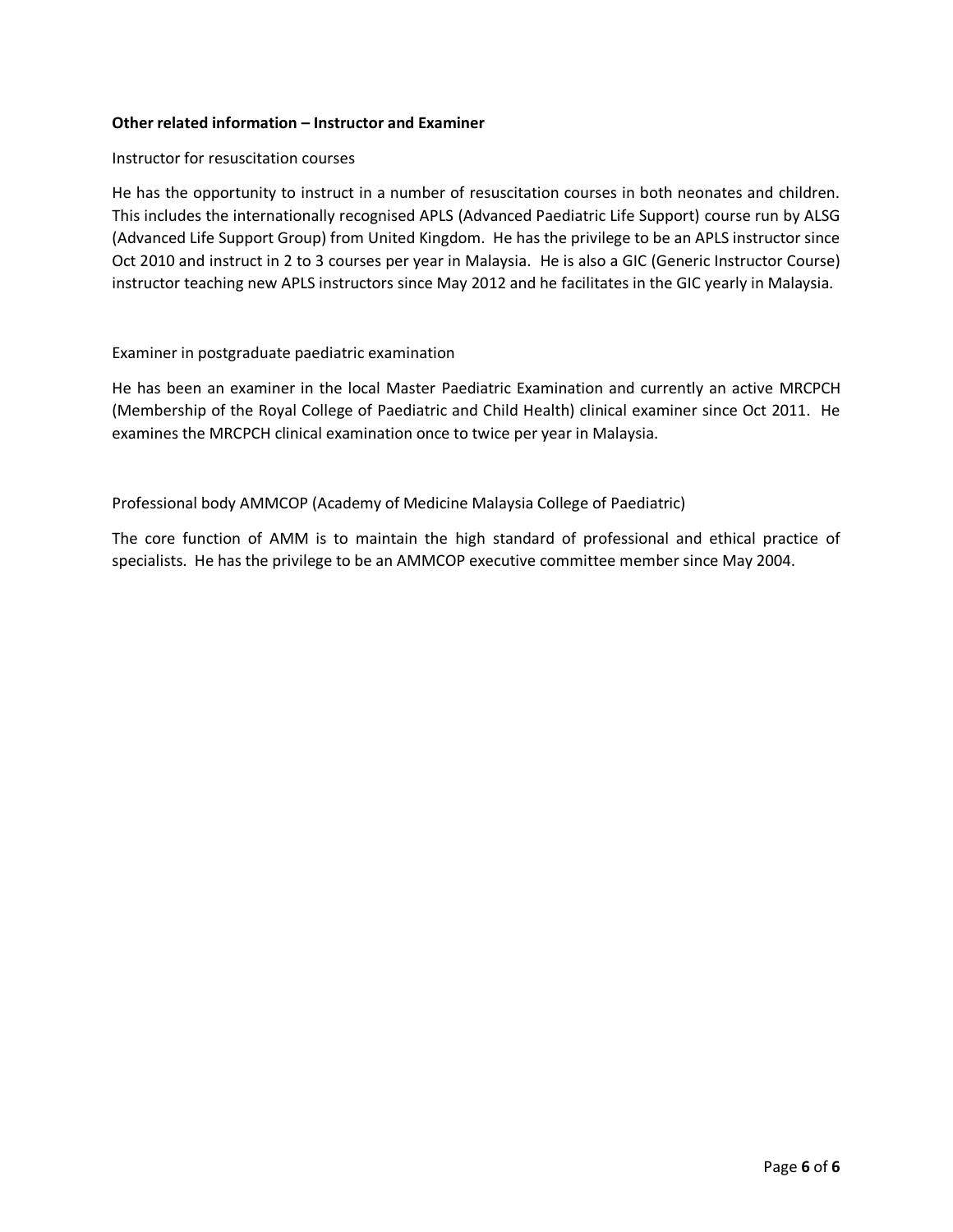**Other related information – Instructor and Examiner**

Instructor for resuscitation courses

He has the opportunity to instruct in a number of resuscitation courses in both neonates and children. This includes the internationally recognised APLS (Advanced Paediatric Life Support) course run by ALSG (Advanced Life Support Group) from United Kingdom. He has the privilege to be an APLS instructor since Oct 2010 and instruct in 2 to 3 courses per year in Malaysia. He is also a GIC (Generic Instructor Course) instructor teaching new APLS instructors since May 2012 and he facilitates in the GIC yearly in Malaysia.

Examiner in postgraduate paediatric examination

He has been an examiner in the local Master Paediatric Examination and currently an active MRCPCH (Membership of the Royal College of Paediatric and Child Health) clinical examiner since Oct 2011. He examines the MRCPCH clinical examination once to twice per year in Malaysia.

Professional body AMMCOP (Academy of Medicine Malaysia College of Paediatric)

The core function of AMM is to maintain the high standard of professional and ethical practice of specialists. He has the privilege to be an AMMCOP executive committee member since May 2004.